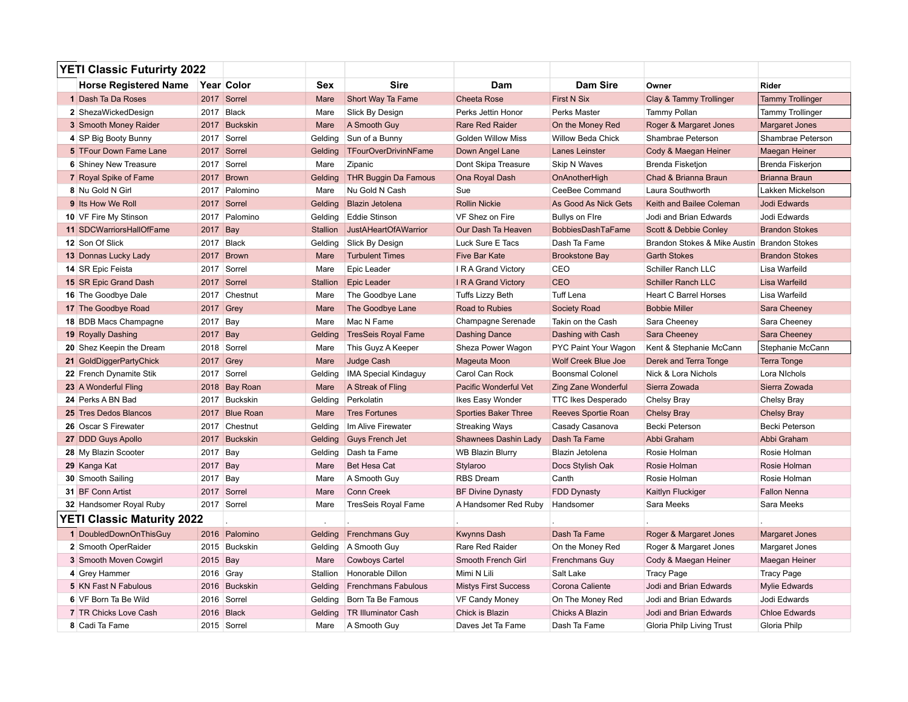## YETI Classic Futurirty 2022

| | Horse Registered Name | Year | Color | Sex | Sire | Dam | Dam Sire | Owner | Rider |
|---|---|---|---|---|---|---|---|---|---|
| 1 | Dash Ta Da Roses | 2017 | Sorrel | Mare | Short Way Ta Fame | Cheeta Rose | First N Six | Clay & Tammy Trollinger | Tammy Trollinger |
| 2 | ShezaWickedDesign | 2017 | Black | Mare | Slick By Design | Perks Jettin Honor | Perks Master | Tammy Pollan | Tammy Trollinger |
| 3 | Smooth Money Raider | 2017 | Buckskin | Mare | A Smooth Guy | Rare Red Raider | On the Money Red | Roger & Margaret Jones | Margaret Jones |
| 4 | SP Big Booty Bunny | 2017 | Sorrel | Gelding | Sun of a Bunny | Golden Willow Miss | Willow Beda Chick | Shambrae Peterson | Shambrae Peterson |
| 5 | TFour Down Fame Lane | 2017 | Sorrel | Gelding | TFourOverDrivinNFame | Down Angel Lane | Lanes Leinster | Cody & Maegan Heiner | Maegan Heiner |
| 6 | Shiney New Treasure | 2017 | Sorrel | Mare | Zipanic | Dont Skipa Treasure | Skip N Waves | Brenda Fisketjon | Brenda Fiskerjon |
| 7 | Royal Spike of Fame | 2017 | Brown | Gelding | THR Buggin Da Famous | Ona Royal Dash | OnAnotherHigh | Chad & Brianna Braun | Brianna Braun |
| 8 | Nu Gold N Girl | 2017 | Palomino | Mare | Nu Gold N Cash | Sue | CeeBee Command | Laura Southworth | Lakken Mickelson |
| 9 | Its How We Roll | 2017 | Sorrel | Gelding | Blazin Jetolena | Rollin Nickie | As Good As Nick Gets | Keith and Bailee Coleman | Jodi Edwards |
| 10 | VF Fire My Stinson | 2017 | Palomino | Gelding | Eddie Stinson | VF Shez on Fire | Bullys on FIre | Jodi and Brian Edwards | Jodi Edwards |
| 11 | SDCWarriorsHallOfFame | 2017 | Bay | Stallion | JustAHeartOfAWarrior | Our Dash Ta Heaven | BobbiesDashTaFame | Scott & Debbie Conley | Brandon Stokes |
| 12 | Son Of Slick | 2017 | Black | Gelding | Slick By Design | Luck Sure E Tacs | Dash Ta Fame | Brandon Stokes & Mike Austin | Brandon Stokes |
| 13 | Donnas Lucky Lady | 2017 | Brown | Mare | Turbulent Times | Five Bar Kate | Brookstone Bay | Garth Stokes | Brandon Stokes |
| 14 | SR Epic Feista | 2017 | Sorrel | Mare | Epic Leader | I R A Grand Victory | CEO | Schiller Ranch LLC | Lisa Warfeild |
| 15 | SR Epic Grand Dash | 2017 | Sorrel | Stallion | Epic Leader | I R A Grand Victory | CEO | Schiller Ranch LLC | Lisa Warfeild |
| 16 | The Goodbye Dale | 2017 | Chestnut | Mare | The Goodbye Lane | Tuffs Lizzy Beth | Tuff Lena | Heart C Barrel Horses | Lisa Warfeild |
| 17 | The Goodbye Road | 2017 | Grey | Mare | The Goodbye Lane | Road to Rubies | Society Road | Bobbie Miller | Sara Cheeney |
| 18 | BDB Macs Champagne | 2017 | Bay | Mare | Mac N Fame | Champagne Serenade | Takin on the Cash | Sara Cheeney | Sara Cheeney |
| 19 | Royally Dashing | 2017 | Bay | Gelding | TresSeis Royal Fame | Dashing Dance | Dashing with Cash | Sara Cheeney | Sara Cheeney |
| 20 | Shez Keepin the Dream | 2018 | Sorrel | Mare | This Guyz A Keeper | Sheza Power Wagon | PYC Paint Your Wagon | Kent & Stephanie McCann | Stephanie McCann |
| 21 | GoldDiggerPartyChick | 2017 | Grey | Mare | Judge Cash | Mageuta Moon | Wolf Creek Blue Joe | Derek and Terra Tonge | Terra Tonge |
| 22 | French Dynamite Stik | 2017 | Sorrel | Gelding | IMA Special Kindaguy | Carol Can Rock | Boonsmal Colonel | Nick & Lora Nichols | Lora NIchols |
| 23 | A Wonderful Fling | 2018 | Bay Roan | Mare | A Streak of Fling | Pacific Wonderful Vet | Zing Zane Wonderful | Sierra Zowada | Sierra Zowada |
| 24 | Perks A BN Bad | 2017 | Buckskin | Gelding | Perkolatin | Ikes Easy Wonder | TTC Ikes Desperado | Chelsy Bray | Chelsy Bray |
| 25 | Tres Dedos Blancos | 2017 | Blue Roan | Mare | Tres Fortunes | Sporties Baker Three | Reeves Sportie Roan | Chelsy Bray | Chelsy Bray |
| 26 | Oscar S Firewater | 2017 | Chestnut | Gelding | Im Alive Firewater | Streaking Ways | Casady Casanova | Becki Peterson | Becki Peterson |
| 27 | DDD Guys Apollo | 2017 | Buckskin | Gelding | Guys French Jet | Shawnees Dashin Lady | Dash Ta Fame | Abbi Graham | Abbi Graham |
| 28 | My Blazin Scooter | 2017 | Bay | Gelding | Dash ta Fame | WB Blazin Blurry | Blazin Jetolena | Rosie Holman | Rosie Holman |
| 29 | Kanga Kat | 2017 | Bay | Mare | Bet Hesa Cat | Stylaroo | Docs Stylish Oak | Rosie Holman | Rosie Holman |
| 30 | Smooth Sailing | 2017 | Bay | Mare | A Smooth Guy | RBS Dream | Canth | Rosie Holman | Rosie Holman |
| 31 | BF Conn Artist | 2017 | Sorrel | Mare | Conn Creek | BF Divine Dynasty | FDD Dynasty | Kaitlyn Fluckiger | Fallon Nenna |
| 32 | Handsomer Royal Ruby | 2017 | Sorrel | Mare | TresSeis Royal Fame | A Handsomer Red Ruby | Handsomer | Sara Meeks | Sara Meeks |

## YETI Classic Maturity 2022

| | Horse Registered Name | Year | Color | Sex | Sire | Dam | Dam Sire | Owner | Rider |
|---|---|---|---|---|---|---|---|---|---|
| 1 | DoubledDownOnThisGuy | 2016 | Palomino | Gelding | Frenchmans Guy | Kwynns Dash | Dash Ta Fame | Roger & Margaret Jones | Margaret Jones |
| 2 | Smooth OperRaider | 2015 | Buckskin | Gelding | A Smooth Guy | Rare Red Raider | On the Money Red | Roger & Margaret Jones | Margaret Jones |
| 3 | Smooth Moven Cowgirl | 2015 | Bay | Mare | Cowboys Cartel | Smooth French Girl | Frenchmans Guy | Cody & Maegan Heiner | Maegan Heiner |
| 4 | Grey Hammer | 2016 | Gray | Stallion | Honorable Dillon | Mimi N Lili | Salt Lake | Tracy Page | Tracy Page |
| 5 | KN Fast N Fabulous | 2016 | Buckskin | Gelding | Frenchmans Fabulous | Mistys First Success | Corona Caliente | Jodi and Brian Edwards | Mylie Edwards |
| 6 | VF Born Ta Be Wild | 2016 | Sorrel | Gelding | Born Ta Be Famous | VF Candy Money | On The Money Red | Jodi and Brian Edwards | Jodi Edwards |
| 7 | TR Chicks Love Cash | 2016 | Black | Gelding | TR Illuminator Cash | Chick is Blazin | Chicks A Blazin | Jodi and Brian Edwards | Chloe Edwards |
| 8 | Cadi Ta Fame | 2015 | Sorrel | Mare | A Smooth Guy | Daves Jet Ta Fame | Dash Ta Fame | Gloria Philp Living Trust | Gloria Philp |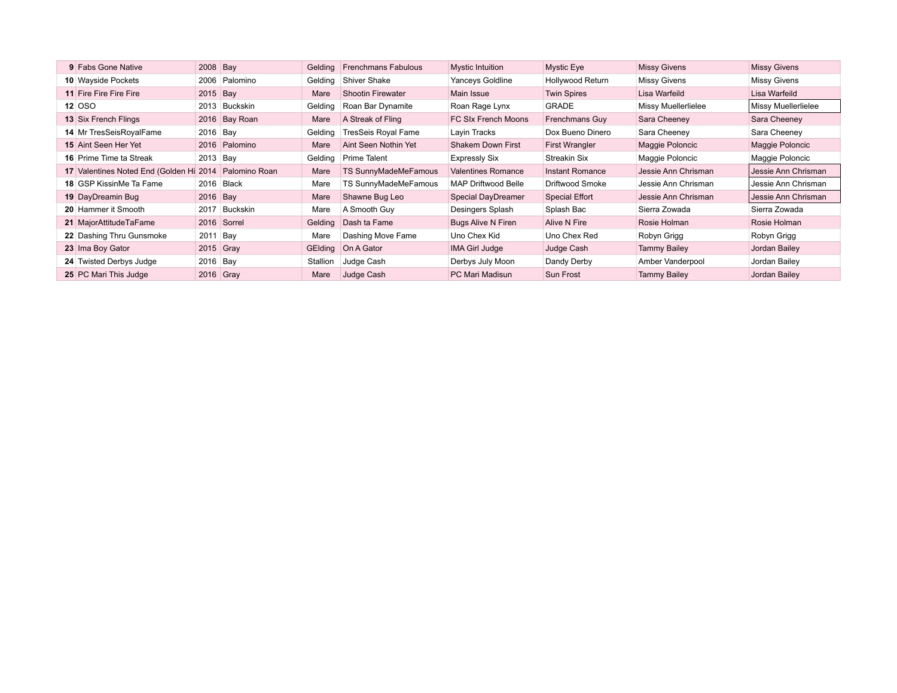| | | | | | | | | | |
|---|---|---|---|---|---|---|---|---|---|
| **9** | Fabs Gone Native | 2008 | Bay | Gelding | Frenchmans Fabulous | Mystic Intuition | Mystic Eye | Missy Givens | Missy Givens |
| **10** | Wayside Pockets | 2006 | Palomino | Gelding | Shiver Shake | Yanceys Goldline | Hollywood Return | Missy Givens | Missy Givens |
| **11** | Fire Fire Fire Fire | 2015 | Bay | Mare | Shootin Firewater | Main Issue | Twin Spires | Lisa Warfeild | Lisa Warfeild |
| **12** | OSO | 2013 | Buckskin | Gelding | Roan Bar Dynamite | Roan Rage Lynx | GRADE | Missy Muellerlielee | Missy Muellerlielee |
| **13** | Six French Flings | 2016 | Bay Roan | Mare | A Streak of Fling | FC SIx French Moons | Frenchmans Guy | Sara Cheeney | Sara Cheeney |
| **14** | Mr TresSeisRoyalFame | 2016 | Bay | Gelding | TresSeis Royal Fame | Layin Tracks | Dox Bueno Dinero | Sara Cheeney | Sara Cheeney |
| **15** | Aint Seen Her Yet | 2016 | Palomino | Mare | Aint Seen Nothin Yet | Shakem Down First | First Wrangler | Maggie Poloncic | Maggie Poloncic |
| **16** | Prime Time ta Streak | 2013 | Bay | Gelding | Prime Talent | Expressly Six | Streakin Six | Maggie Poloncic | Maggie Poloncic |
| **17** | Valentines Noted End (Golden Hi | 2014 | Palomino Roan | Mare | TS SunnyMadeMeFamous | Valentines Romance | Instant Romance | Jessie Ann Chrisman | Jessie Ann Chrisman |
| **18** | GSP KissinMe Ta Fame | 2016 | Black | Mare | TS SunnyMadeMeFamous | MAP Driftwood Belle | Driftwood Smoke | Jessie Ann Chrisman | Jessie Ann Chrisman |
| **19** | DayDreamin Bug | 2016 | Bay | Mare | Shawne Bug Leo | Special DayDreamer | Special Effort | Jessie Ann Chrisman | Jessie Ann Chrisman |
| **20** | Hammer it Smooth | 2017 | Buckskin | Mare | A Smooth Guy | Desingers Splash | Splash Bac | Sierra Zowada | Sierra Zowada |
| **21** | MajorAttitudeTaFame | 2016 | Sorrel | Gelding | Dash ta Fame | Bugs Alive N Firen | Alive N Fire | Rosie Holman | Rosie Holman |
| **22** | Dashing Thru Gunsmoke | 2011 | Bay | Mare | Dashing Move Fame | Uno Chex Kid | Uno Chex Red | Robyn Grigg | Robyn Grigg |
| **23** | Ima Boy Gator | 2015 | Gray | GElding | On A Gator | IMA Girl Judge | Judge Cash | Tammy Bailey | Jordan Bailey |
| **24** | Twisted Derbys Judge | 2016 | Bay | Stallion | Judge Cash | Derbys July Moon | Dandy Derby | Amber Vanderpool | Jordan Bailey |
| **25** | PC Mari This Judge | 2016 | Gray | Mare | Judge Cash | PC Mari Madisun | Sun Frost | Tammy Bailey | Jordan Bailey |